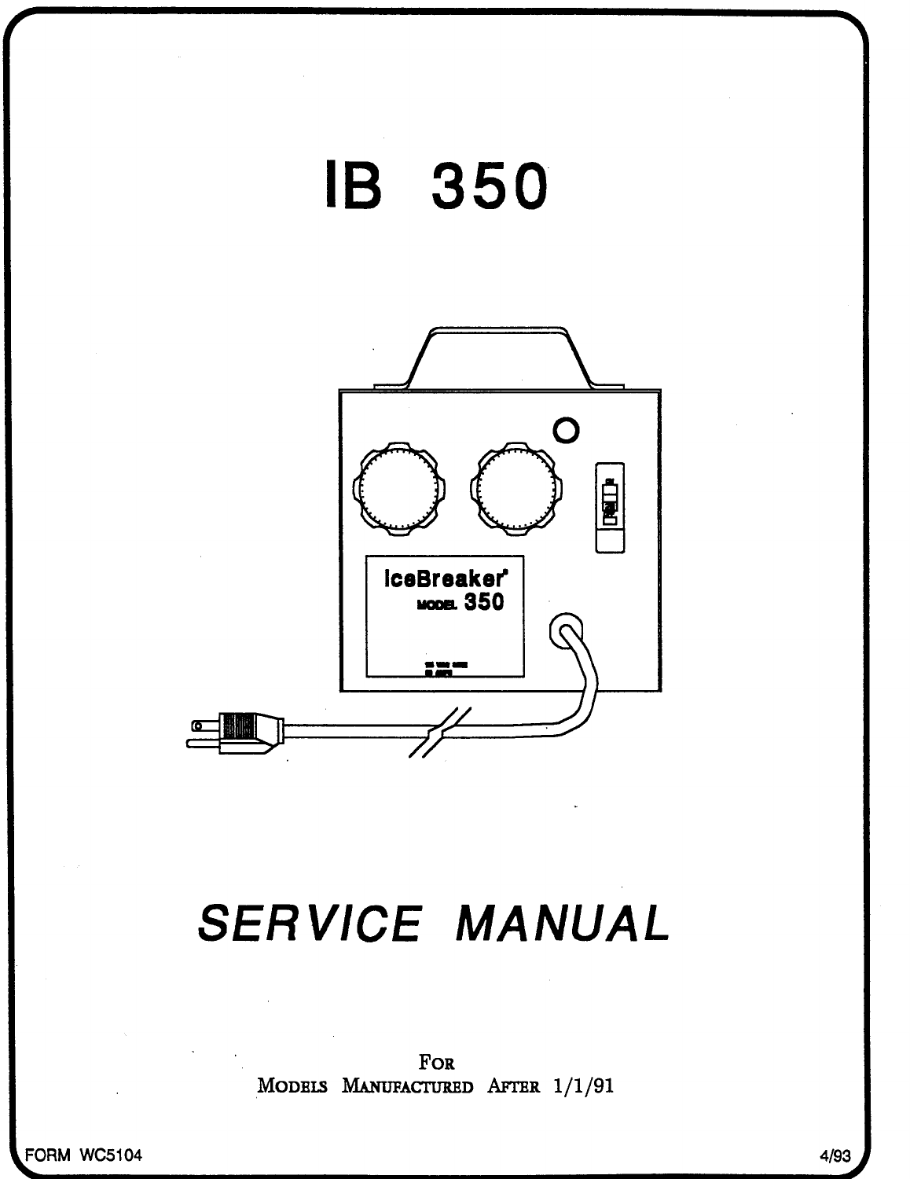# IB 350

# SERVICE MANUAL

For
Models Manufactured After 1/1/91

FORM WC5104

4/93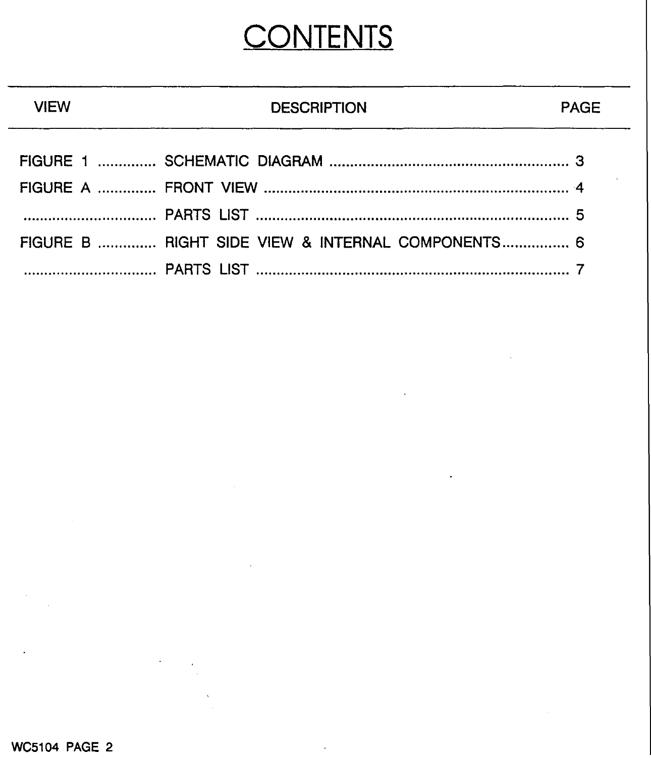# CONTENTS

| VIEW | DESCRIPTION | PAGE |
|---|---|---|
| FIGURE 1 | SCHEMATIC DIAGRAM | 3 |
| FIGURE A | FRONT VIEW | 4 |
| | PARTS LIST | 5 |
| FIGURE B | RIGHT SIDE VIEW & INTERNAL COMPONENTS | 6 |
| | PARTS LIST | 7 |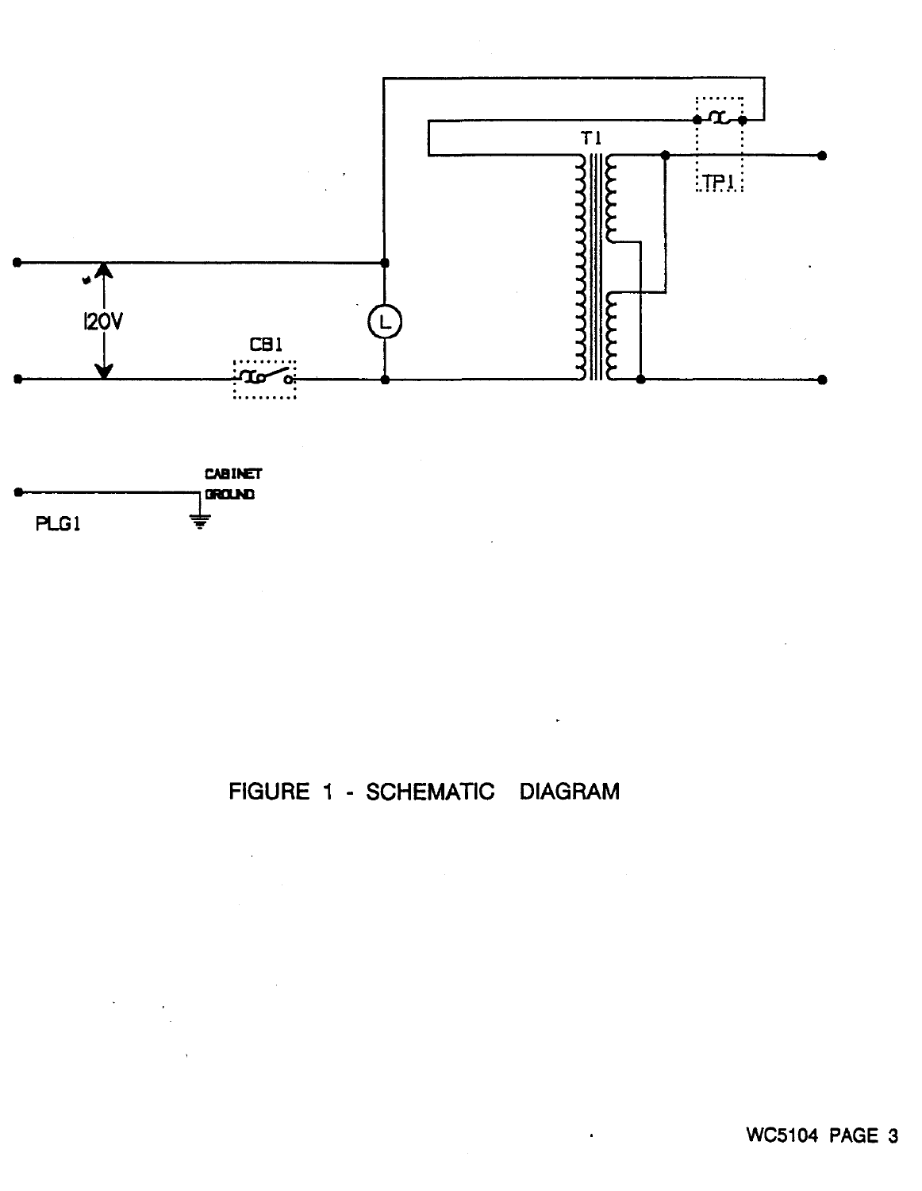FIGURE 1 - SCHEMATIC DIAGRAM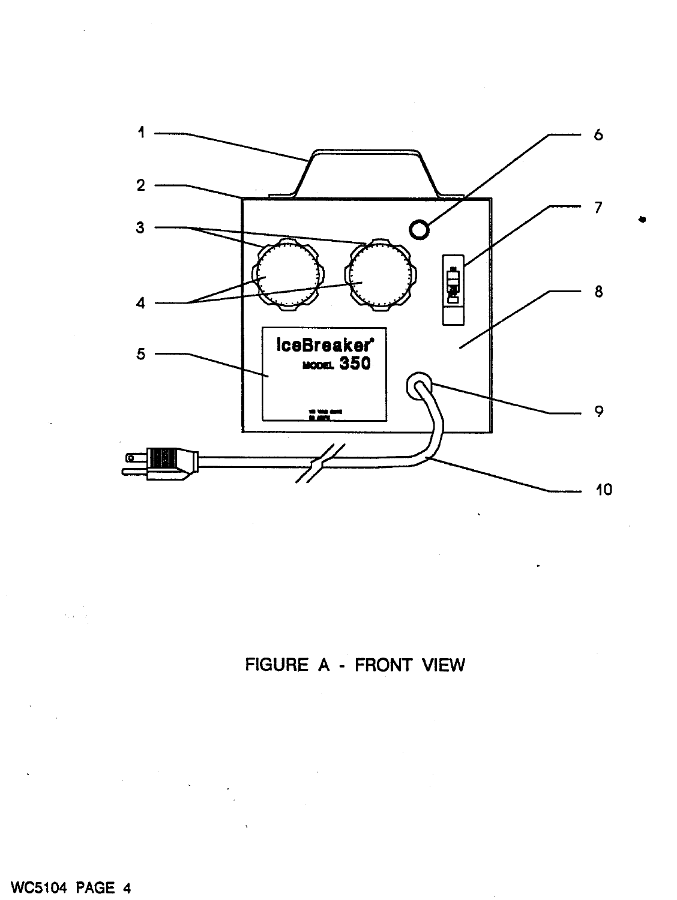FIGURE A - FRONT VIEW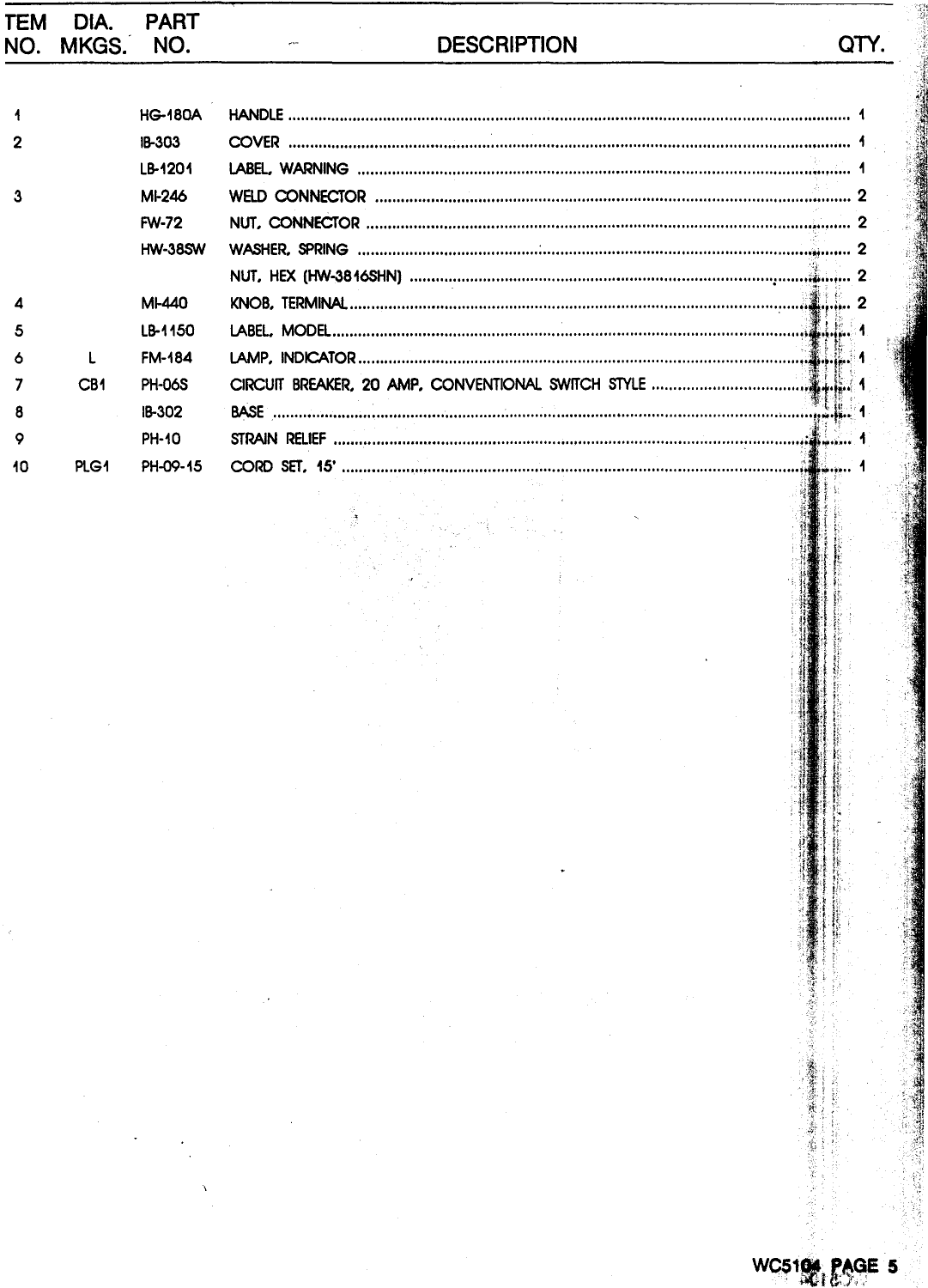| TEM NO. | DIA. MKGS. | PART NO. | DESCRIPTION | QTY. |
|---|---|---|---|---|
| 1 | | HG-180A | HANDLE | 1 |
| 2 | | IB-303 | COVER | 1 |
| | | LB-1201 | LABEL, WARNING | 1 |
| 3 | | MI-246 | WELD CONNECTOR | 2 |
| | | FW-72 | NUT, CONNECTOR | 2 |
| | | HW-38SW | WASHER, SPRING | 2 |
| | | | NUT, HEX (HW-3816SHN) | 2 |
| 4 | | MI-440 | KNOB, TERMINAL | 2 |
| 5 | | LB-1150 | LABEL, MODEL | 1 |
| 6 | L | FM-184 | LAMP, INDICATOR | 1 |
| 7 | CB1 | PH-06S | CIRCUIT BREAKER, 20 AMP, CONVENTIONAL SWITCH STYLE | 1 |
| 8 | | IB-302 | BASE | 1 |
| 9 | | PH-10 | STRAIN RELIEF | 1 |
| 10 | PLG1 | PH-09-15 | CORD SET, 15' | 1 |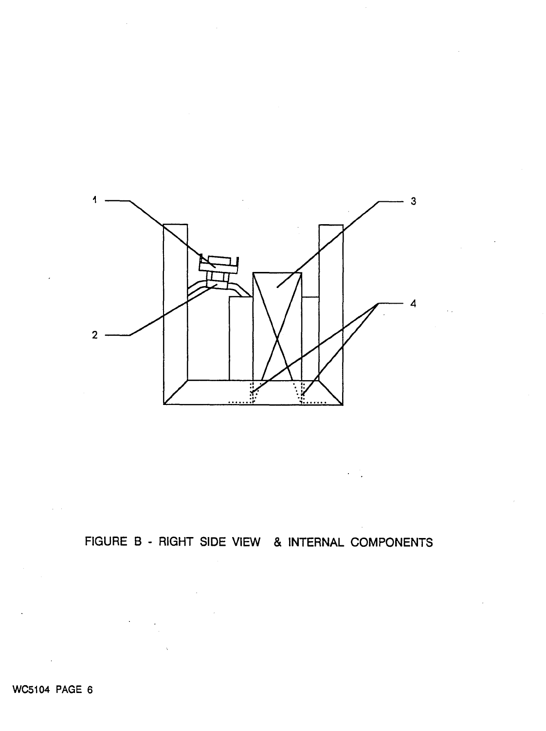1 2 3 4

FIGURE B - RIGHT SIDE VIEW & INTERNAL COMPONENTS

WC5104 PAGE 6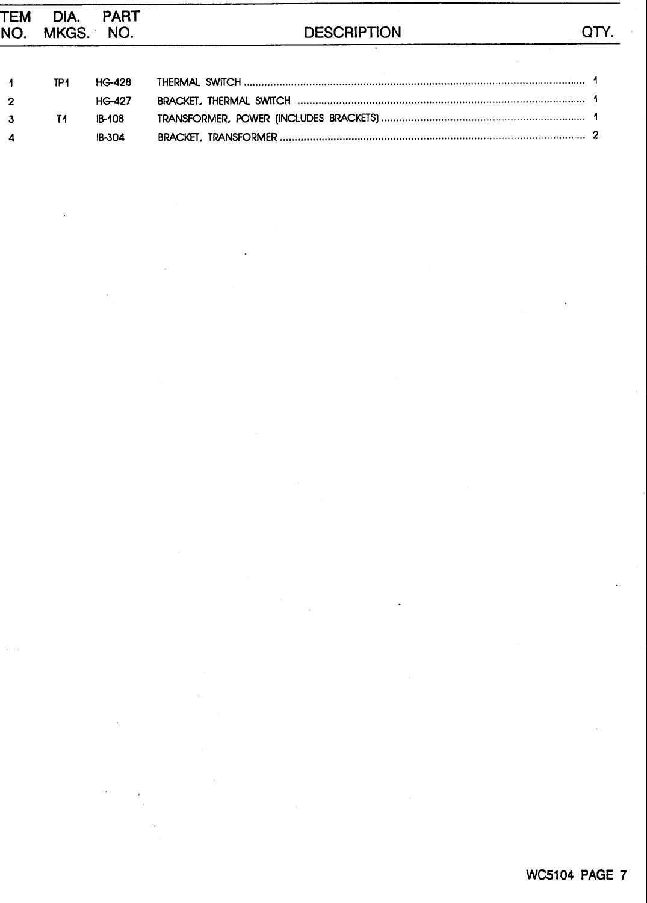| TEM NO. | DIA. MKGS. | PART NO. | DESCRIPTION | QTY. |
|---|---|---|---|---|
| 1 | TP1 | HG-428 | THERMAL SWITCH | 1 |
| 2 | | HG-427 | BRACKET, THERMAL SWITCH | 1 |
| 3 | T1 | IB-108 | TRANSFORMER, POWER (INCLUDES BRACKETS) | 1 |
| 4 | | IB-304 | BRACKET, TRANSFORMER | 2 |

WC5104 PAGE 7